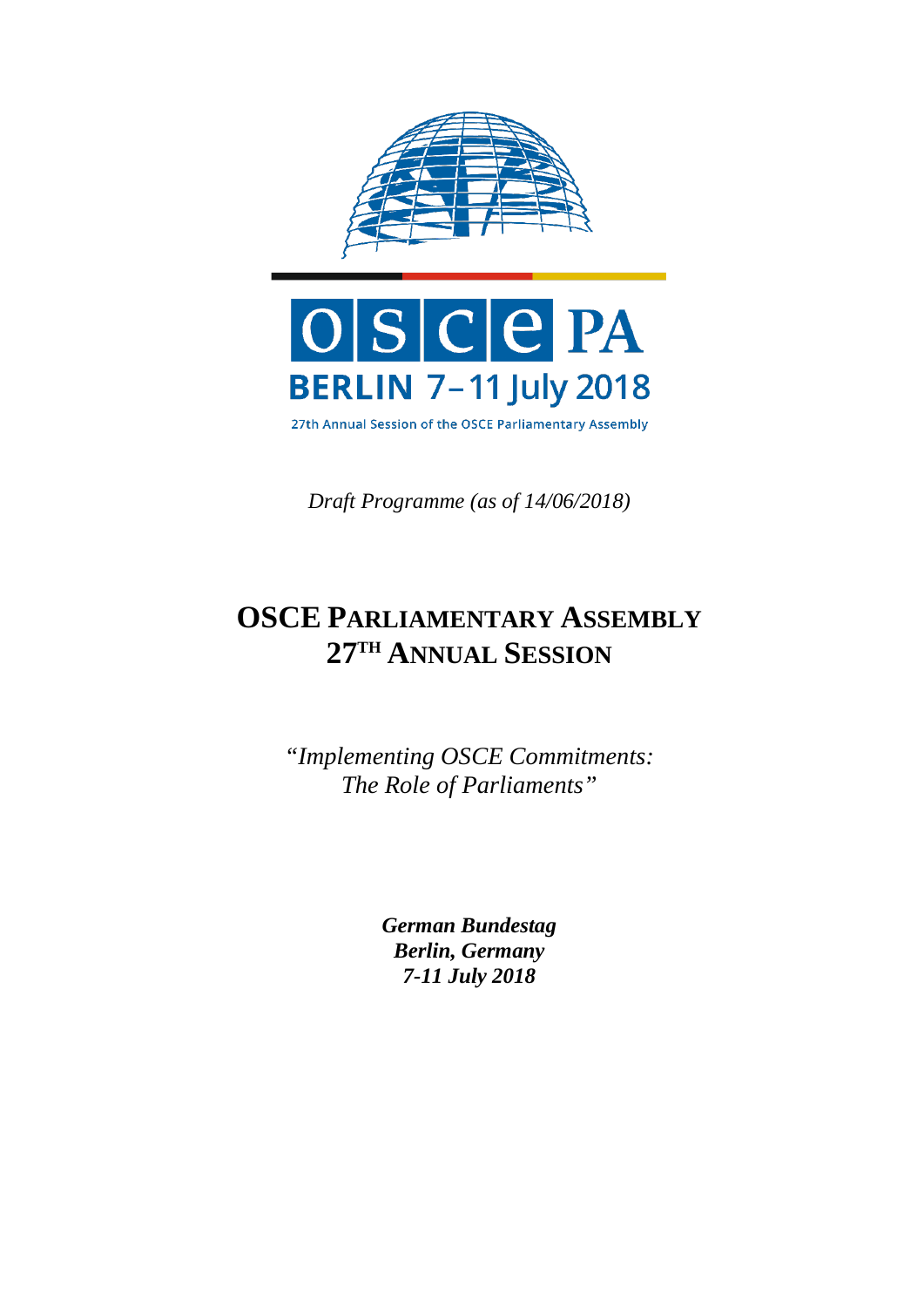OSCE PA

BERLIN 7–11 July 2018

27th Annual Session of the OSCE Parliamentary Assembly

*Draft Programme (as of 14/06/2018)*

# OSCE Parliamentary Assembly 27th Annual Session

*"Implementing OSCE Commitments: The Role of Parliaments"*

***German Bundestag***
***Berlin, Germany***
***7-11 July 2018***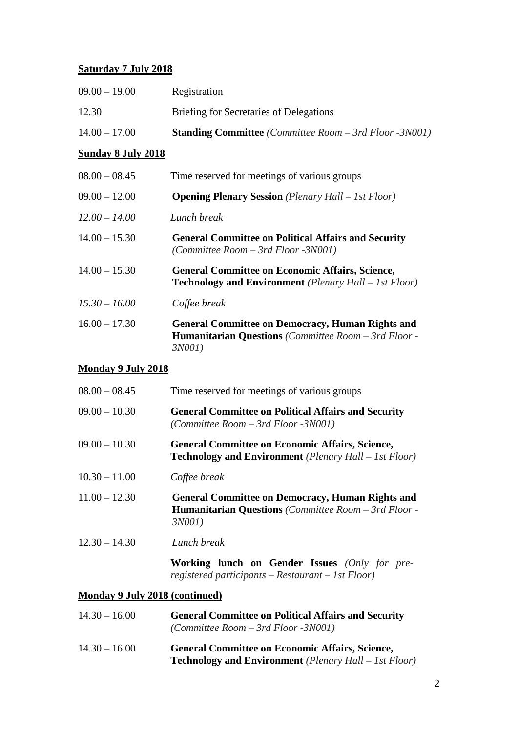**Saturday 7 July 2018**

| | |
|---|---|
| 09.00 – 19.00 | Registration |
| 12.30 | Briefing for Secretaries of Delegations |
| 14.00 – 17.00 | **Standing Committee** *(Committee Room – 3rd Floor -3N001)* |

**Sunday 8 July 2018**

| | |
|---|---|
| 08.00 – 08.45 | Time reserved for meetings of various groups |
| 09.00 – 12.00 | **Opening Plenary Session** *(Plenary Hall – 1st Floor)* |
| *12.00 – 14.00* | *Lunch break* |
| 14.00 – 15.30 | **General Committee on Political Affairs and Security** *(Committee Room – 3rd Floor -3N001)* |
| 14.00 – 15.30 | **General Committee on Economic Affairs, Science, Technology and Environment** *(Plenary Hall – 1st Floor)* |
| *15.30 – 16.00* | *Coffee break* |
| 16.00 – 17.30 | **General Committee on Democracy, Human Rights and Humanitarian Questions** *(Committee Room – 3rd Floor - 3N001)* |

**Monday 9 July 2018**

| | |
|---|---|
| 08.00 – 08.45 | Time reserved for meetings of various groups |
| 09.00 – 10.30 | **General Committee on Political Affairs and Security** *(Committee Room – 3rd Floor -3N001)* |
| 09.00 – 10.30 | **General Committee on Economic Affairs, Science, Technology and Environment** *(Plenary Hall – 1st Floor)* |
| 10.30 – 11.00 | *Coffee break* |
| 11.00 – 12.30 | **General Committee on Democracy, Human Rights and Humanitarian Questions** *(Committee Room – 3rd Floor - 3N001)* |
| 12.30 – 14.30 | *Lunch break* |
| | **Working lunch on Gender Issues** *(Only for pre-registered participants – Restaurant – 1st Floor)* |

**Monday 9 July 2018 (continued)**

| | |
|---|---|
| 14.30 – 16.00 | **General Committee on Political Affairs and Security** *(Committee Room – 3rd Floor -3N001)* |
| 14.30 – 16.00 | **General Committee on Economic Affairs, Science, Technology and Environment** *(Plenary Hall – 1st Floor)* |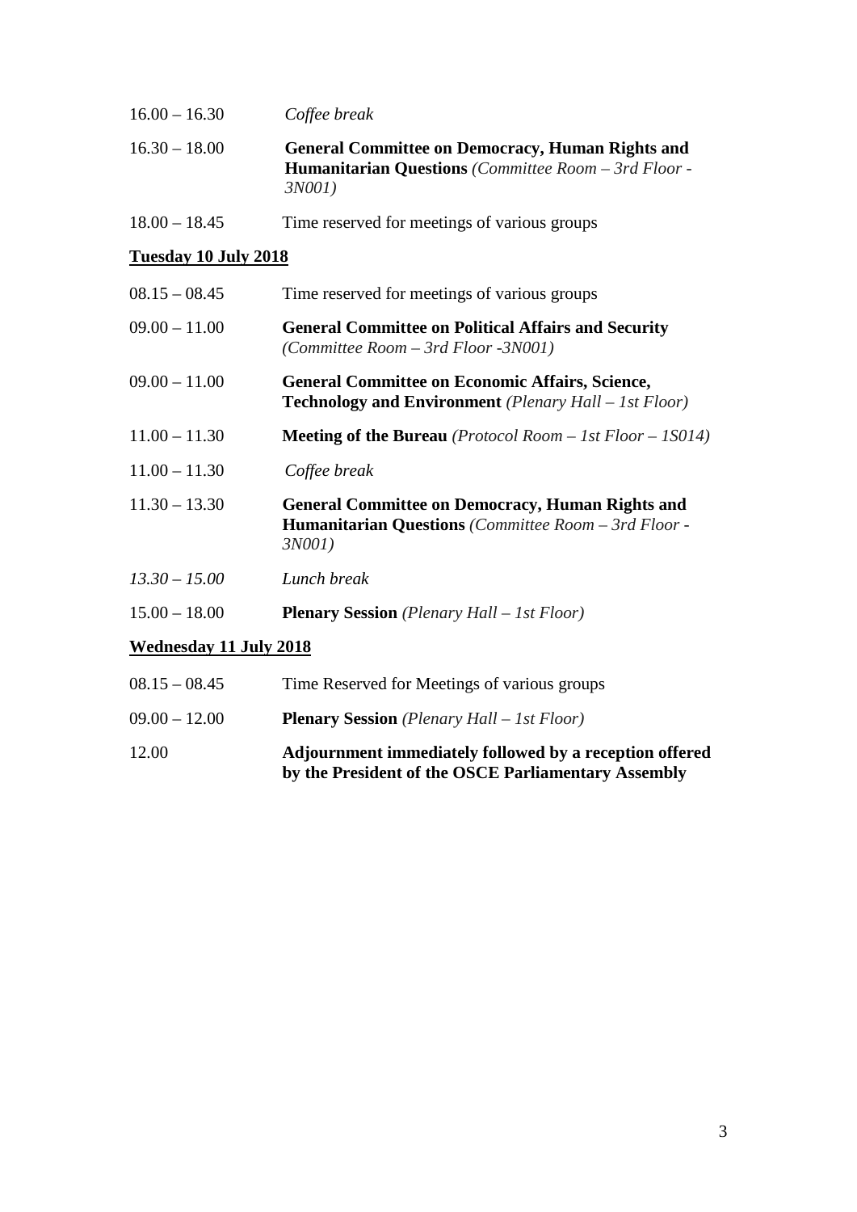16.00 – 16.30 *Coffee break*

16.30 – 18.00 **General Committee on Democracy, Human Rights and Humanitarian Questions** *(Committee Room – 3rd Floor - 3N001)*

18.00 – 18.45 Time reserved for meetings of various groups

**<u>Tuesday 10 July 2018</u>**

08.15 – 08.45 Time reserved for meetings of various groups

09.00 – 11.00 **General Committee on Political Affairs and Security** *(Committee Room – 3rd Floor -3N001)*

09.00 – 11.00 **General Committee on Economic Affairs, Science, Technology and Environment** *(Plenary Hall – 1st Floor)*

11.00 – 11.30 **Meeting of the Bureau** *(Protocol Room – 1st Floor – 1S014)*

11.00 – 11.30 *Coffee break*

11.30 – 13.30 **General Committee on Democracy, Human Rights and Humanitarian Questions** *(Committee Room – 3rd Floor - 3N001)*

*13.30 – 15.00 Lunch break*

15.00 – 18.00 **Plenary Session** *(Plenary Hall – 1st Floor)*

**<u>Wednesday 11 July 2018</u>**

08.15 – 08.45 Time Reserved for Meetings of various groups

09.00 – 12.00 **Plenary Session** *(Plenary Hall – 1st Floor)*

12.00 **Adjournment immediately followed by a reception offered by the President of the OSCE Parliamentary Assembly**